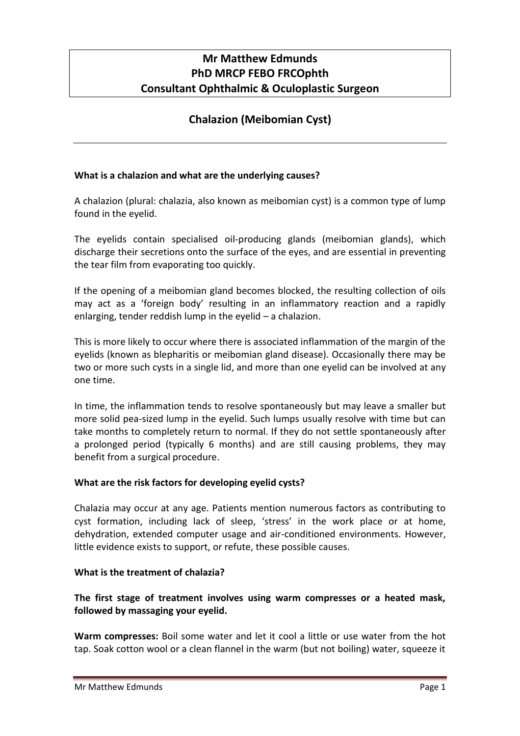**Mr Matthew Edmunds**
**PhD MRCP FEBO FRCOphth**
**Consultant Ophthalmic & Oculoplastic Surgeon**

# Chalazion (Meibomian Cyst)

---

**What is a chalazion and what are the underlying causes?**

A chalazion (plural: chalazia, also known as meibomian cyst) is a common type of lump found in the eyelid.

The eyelids contain specialised oil-producing glands (meibomian glands), which discharge their secretions onto the surface of the eyes, and are essential in preventing the tear film from evaporating too quickly.

If the opening of a meibomian gland becomes blocked, the resulting collection of oils may act as a 'foreign body' resulting in an inflammatory reaction and a rapidly enlarging, tender reddish lump in the eyelid – a chalazion.

This is more likely to occur where there is associated inflammation of the margin of the eyelids (known as blepharitis or meibomian gland disease). Occasionally there may be two or more such cysts in a single lid, and more than one eyelid can be involved at any one time.

In time, the inflammation tends to resolve spontaneously but may leave a smaller but more solid pea-sized lump in the eyelid. Such lumps usually resolve with time but can take months to completely return to normal. If they do not settle spontaneously after a prolonged period (typically 6 months) and are still causing problems, they may benefit from a surgical procedure.

**What are the risk factors for developing eyelid cysts?**

Chalazia may occur at any age. Patients mention numerous factors as contributing to cyst formation, including lack of sleep, 'stress' in the work place or at home, dehydration, extended computer usage and air-conditioned environments. However, little evidence exists to support, or refute, these possible causes.

**What is the treatment of chalazia?**

**The first stage of treatment involves using warm compresses or a heated mask, followed by massaging your eyelid.**

**Warm compresses:** Boil some water and let it cool a little or use water from the hot tap. Soak cotton wool or a clean flannel in the warm (but not boiling) water, squeeze it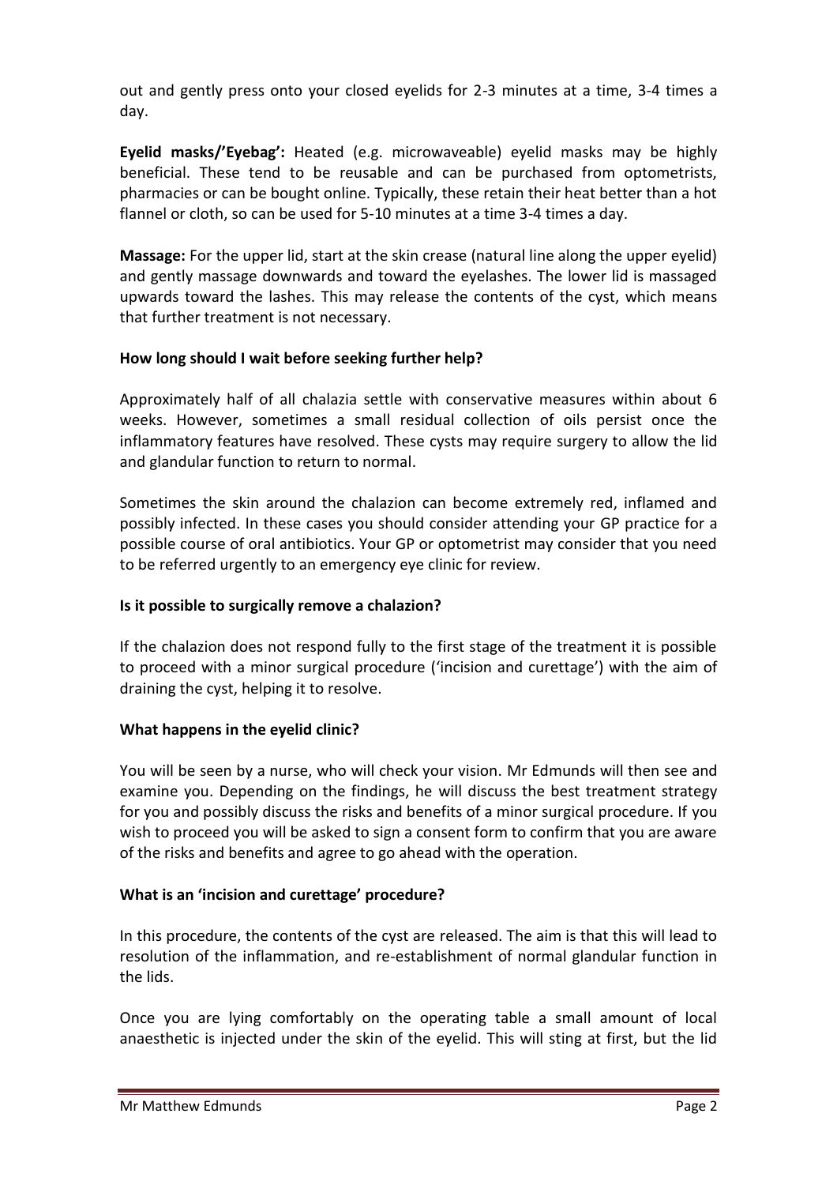out and gently press onto your closed eyelids for 2-3 minutes at a time, 3-4 times a day.

**Eyelid masks/'Eyebag':** Heated (e.g. microwaveable) eyelid masks may be highly beneficial. These tend to be reusable and can be purchased from optometrists, pharmacies or can be bought online. Typically, these retain their heat better than a hot flannel or cloth, so can be used for 5-10 minutes at a time 3-4 times a day.

**Massage:** For the upper lid, start at the skin crease (natural line along the upper eyelid) and gently massage downwards and toward the eyelashes. The lower lid is massaged upwards toward the lashes. This may release the contents of the cyst, which means that further treatment is not necessary.

### How long should I wait before seeking further help?

Approximately half of all chalazia settle with conservative measures within about 6 weeks. However, sometimes a small residual collection of oils persist once the inflammatory features have resolved. These cysts may require surgery to allow the lid and glandular function to return to normal.

Sometimes the skin around the chalazion can become extremely red, inflamed and possibly infected. In these cases you should consider attending your GP practice for a possible course of oral antibiotics. Your GP or optometrist may consider that you need to be referred urgently to an emergency eye clinic for review.

### Is it possible to surgically remove a chalazion?

If the chalazion does not respond fully to the first stage of the treatment it is possible to proceed with a minor surgical procedure ('incision and curettage') with the aim of draining the cyst, helping it to resolve.

### What happens in the eyelid clinic?

You will be seen by a nurse, who will check your vision. Mr Edmunds will then see and examine you. Depending on the findings, he will discuss the best treatment strategy for you and possibly discuss the risks and benefits of a minor surgical procedure. If you wish to proceed you will be asked to sign a consent form to confirm that you are aware of the risks and benefits and agree to go ahead with the operation.

### What is an 'incision and curettage' procedure?

In this procedure, the contents of the cyst are released. The aim is that this will lead to resolution of the inflammation, and re-establishment of normal glandular function in the lids.

Once you are lying comfortably on the operating table a small amount of local anaesthetic is injected under the skin of the eyelid. This will sting at first, but the lid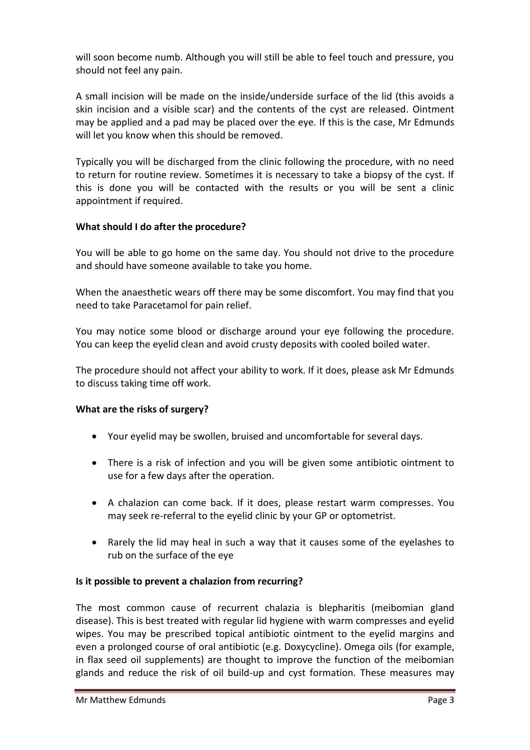will soon become numb. Although you will still be able to feel touch and pressure, you should not feel any pain.

A small incision will be made on the inside/underside surface of the lid (this avoids a skin incision and a visible scar) and the contents of the cyst are released. Ointment may be applied and a pad may be placed over the eye. If this is the case, Mr Edmunds will let you know when this should be removed.

Typically you will be discharged from the clinic following the procedure, with no need to return for routine review. Sometimes it is necessary to take a biopsy of the cyst. If this is done you will be contacted with the results or you will be sent a clinic appointment if required.

**What should I do after the procedure?**

You will be able to go home on the same day. You should not drive to the procedure and should have someone available to take you home.

When the anaesthetic wears off there may be some discomfort. You may find that you need to take Paracetamol for pain relief.

You may notice some blood or discharge around your eye following the procedure. You can keep the eyelid clean and avoid crusty deposits with cooled boiled water.

The procedure should not affect your ability to work. If it does, please ask Mr Edmunds to discuss taking time off work.

**What are the risks of surgery?**

- Your eyelid may be swollen, bruised and uncomfortable for several days.
- There is a risk of infection and you will be given some antibiotic ointment to use for a few days after the operation.
- A chalazion can come back. If it does, please restart warm compresses. You may seek re-referral to the eyelid clinic by your GP or optometrist.
- Rarely the lid may heal in such a way that it causes some of the eyelashes to rub on the surface of the eye

**Is it possible to prevent a chalazion from recurring?**

The most common cause of recurrent chalazia is blepharitis (meibomian gland disease). This is best treated with regular lid hygiene with warm compresses and eyelid wipes. You may be prescribed topical antibiotic ointment to the eyelid margins and even a prolonged course of oral antibiotic (e.g. Doxycycline). Omega oils (for example, in flax seed oil supplements) are thought to improve the function of the meibomian glands and reduce the risk of oil build-up and cyst formation. These measures may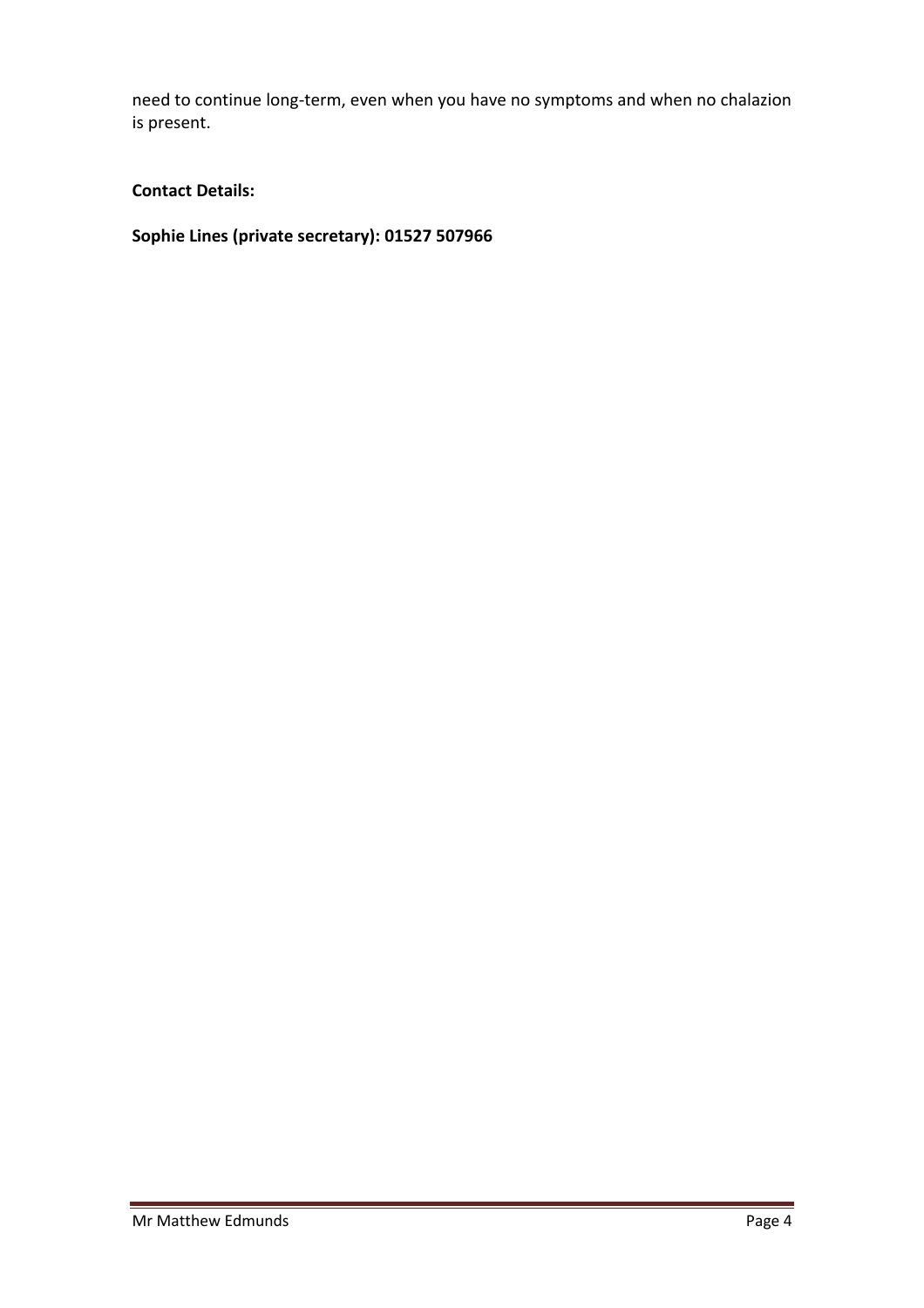need to continue long-term, even when you have no symptoms and when no chalazion is present.

**Contact Details:**

**Sophie Lines (private secretary): 01527 507966**